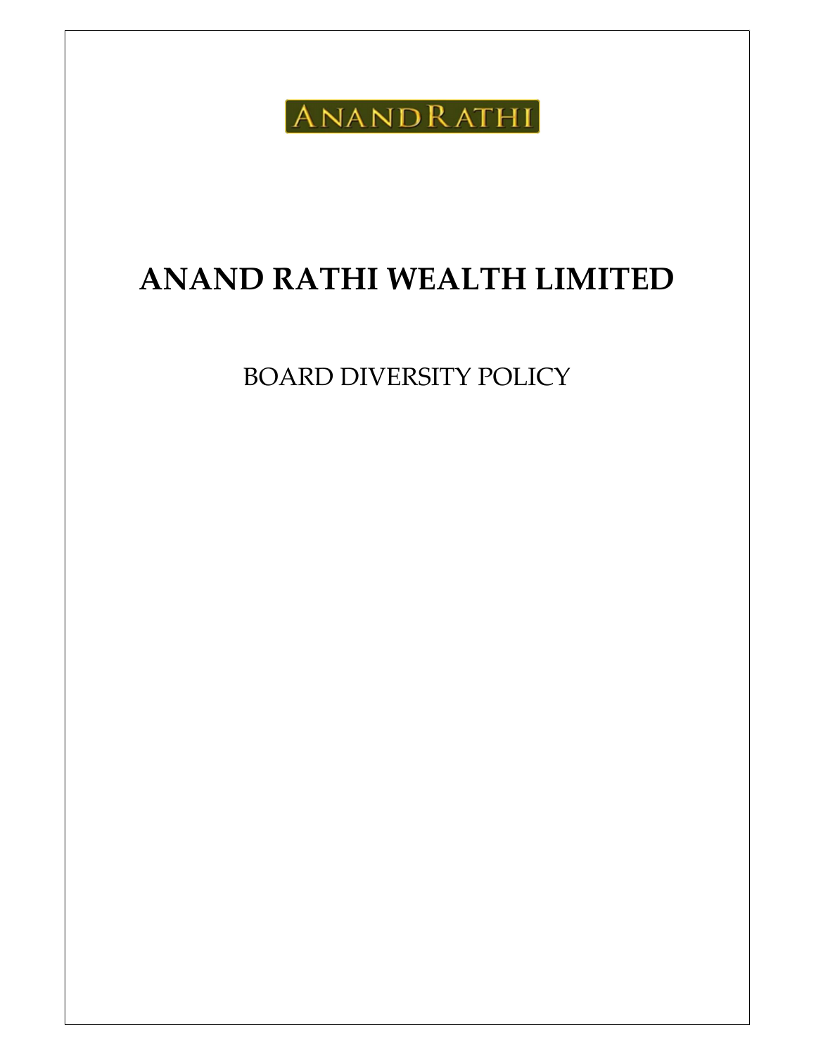ANANDRATHI

# ANAND RATHI WEALTH LIMITED

## BOARD DIVERSITY POLICY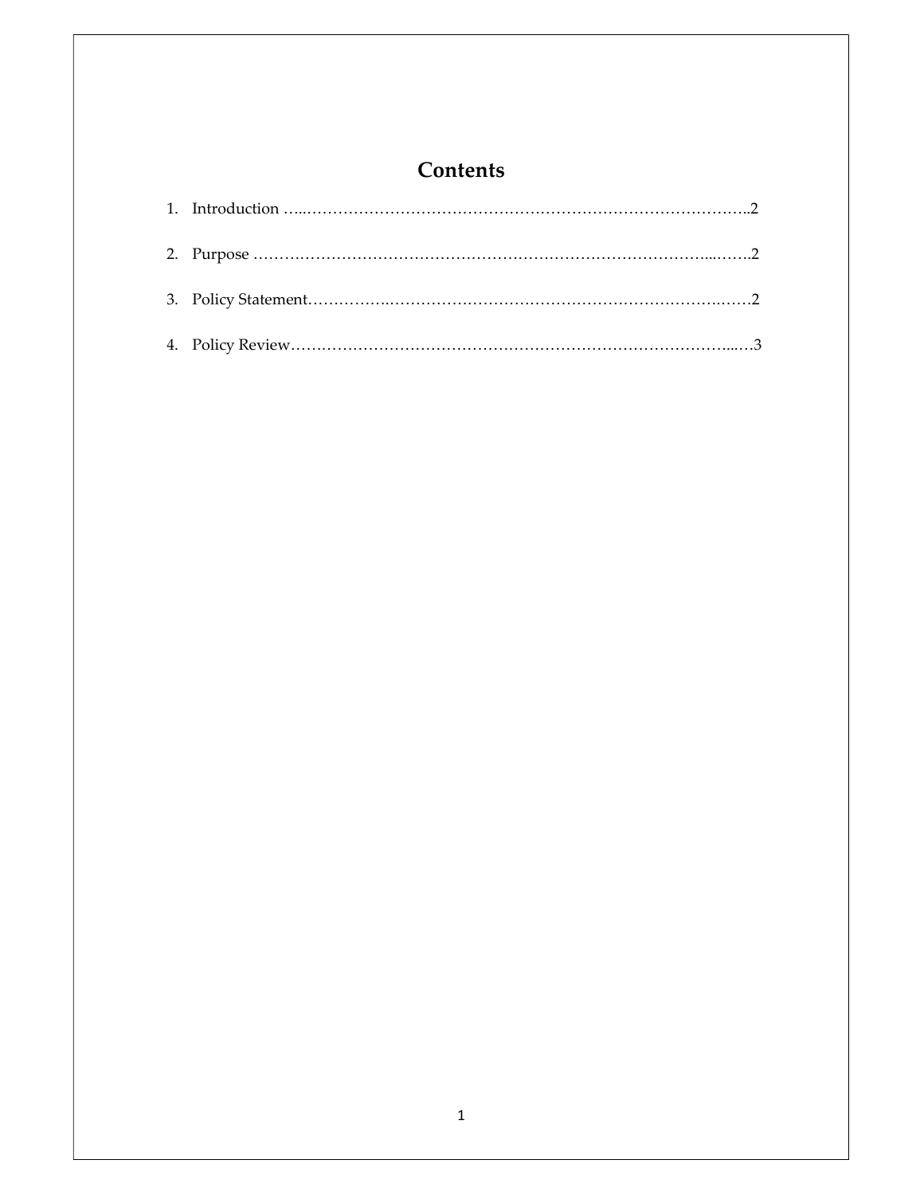# Contents

1. Introduction …..……………………………………………………………………………..2
2. Purpose …………………………………………………………………………...…….2
3. Policy Statement…………….……………………………….…………………………….……2
4. Policy Review……………………………………………………………………………...….3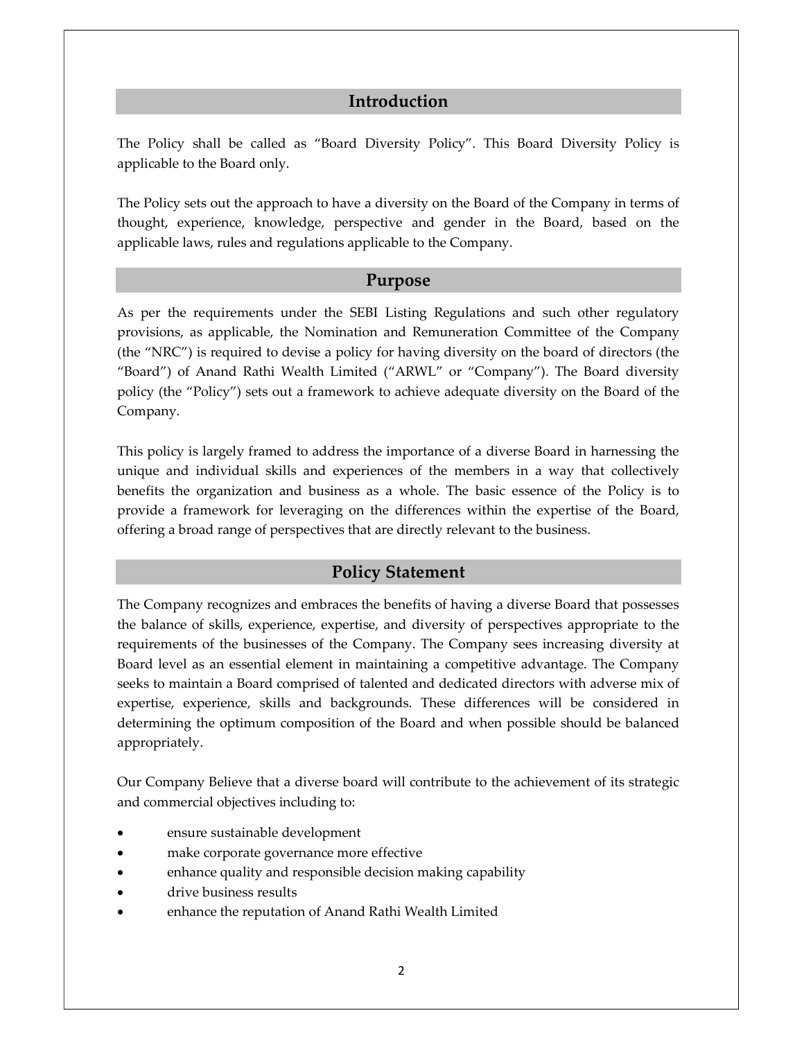## Introduction

The Policy shall be called as “Board Diversity Policy”. This Board Diversity Policy is applicable to the Board only.

The Policy sets out the approach to have a diversity on the Board of the Company in terms of thought, experience, knowledge, perspective and gender in the Board, based on the applicable laws, rules and regulations applicable to the Company.

## Purpose

As per the requirements under the SEBI Listing Regulations and such other regulatory provisions, as applicable, the Nomination and Remuneration Committee of the Company (the “NRC”) is required to devise a policy for having diversity on the board of directors (the “Board”) of Anand Rathi Wealth Limited (“ARWL” or “Company”). The Board diversity policy (the “Policy”) sets out a framework to achieve adequate diversity on the Board of the Company.

This policy is largely framed to address the importance of a diverse Board in harnessing the unique and individual skills and experiences of the members in a way that collectively benefits the organization and business as a whole. The basic essence of the Policy is to provide a framework for leveraging on the differences within the expertise of the Board, offering a broad range of perspectives that are directly relevant to the business.

## Policy Statement

The Company recognizes and embraces the benefits of having a diverse Board that possesses the balance of skills, experience, expertise, and diversity of perspectives appropriate to the requirements of the businesses of the Company. The Company sees increasing diversity at Board level as an essential element in maintaining a competitive advantage. The Company seeks to maintain a Board comprised of talented and dedicated directors with adverse mix of expertise, experience, skills and backgrounds. These differences will be considered in determining the optimum composition of the Board and when possible should be balanced appropriately.

Our Company Believe that a diverse board will contribute to the achievement of its strategic and commercial objectives including to:

- ensure sustainable development
- make corporate governance more effective
- enhance quality and responsible decision making capability
- drive business results
- enhance the reputation of Anand Rathi Wealth Limited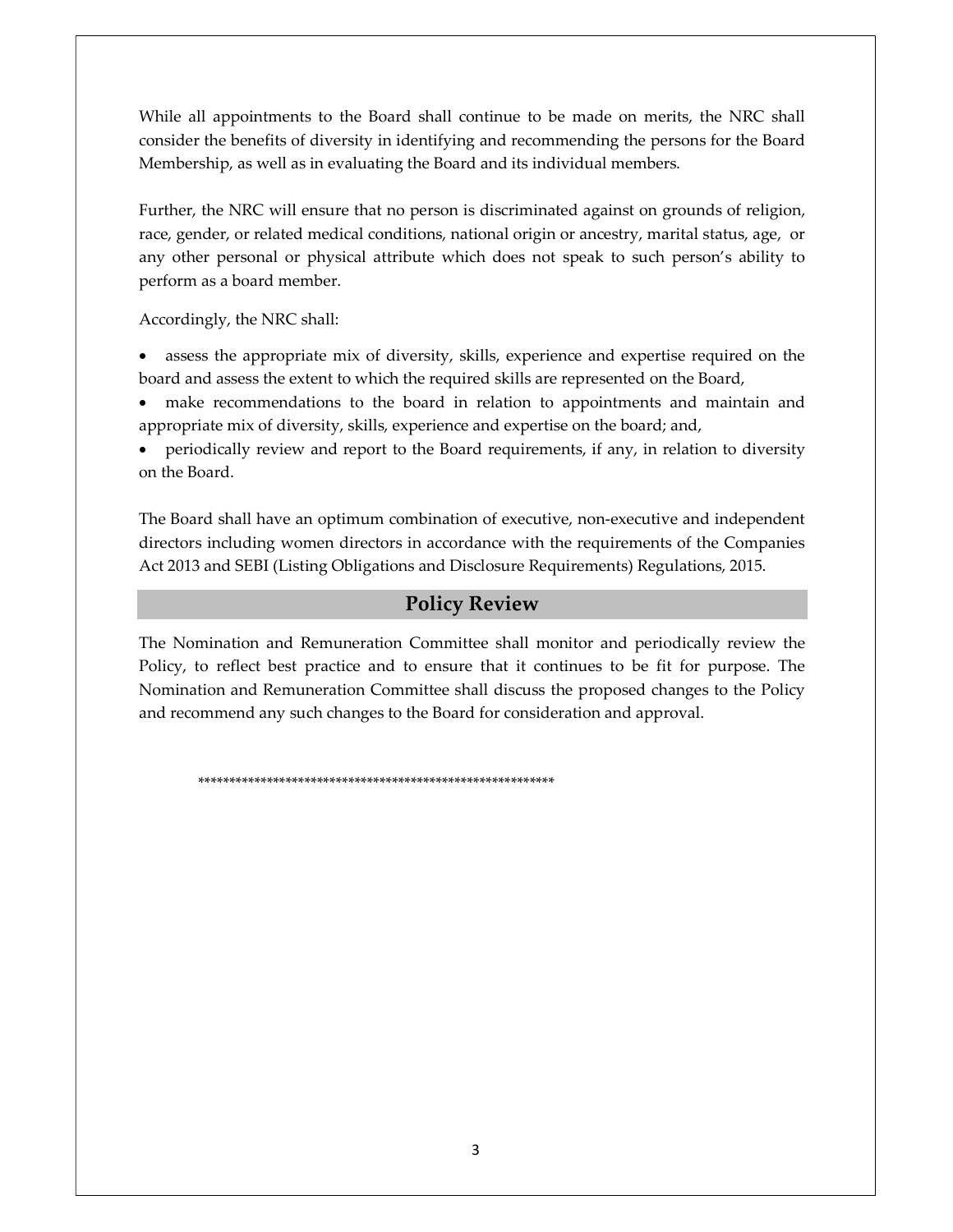While all appointments to the Board shall continue to be made on merits, the NRC shall consider the benefits of diversity in identifying and recommending the persons for the Board Membership, as well as in evaluating the Board and its individual members.

Further, the NRC will ensure that no person is discriminated against on grounds of religion, race, gender, or related medical conditions, national origin or ancestry, marital status, age, or any other personal or physical attribute which does not speak to such person's ability to perform as a board member.

Accordingly, the NRC shall:

- assess the appropriate mix of diversity, skills, experience and expertise required on the board and assess the extent to which the required skills are represented on the Board,
- make recommendations to the board in relation to appointments and maintain and appropriate mix of diversity, skills, experience and expertise on the board; and,
- periodically review and report to the Board requirements, if any, in relation to diversity on the Board.

The Board shall have an optimum combination of executive, non-executive and independent directors including women directors in accordance with the requirements of the Companies Act 2013 and SEBI (Listing Obligations and Disclosure Requirements) Regulations, 2015.

## Policy Review

The Nomination and Remuneration Committee shall monitor and periodically review the Policy, to reflect best practice and to ensure that it continues to be fit for purpose. The Nomination and Remuneration Committee shall discuss the proposed changes to the Policy and recommend any such changes to the Board for consideration and approval.

*********************************************************